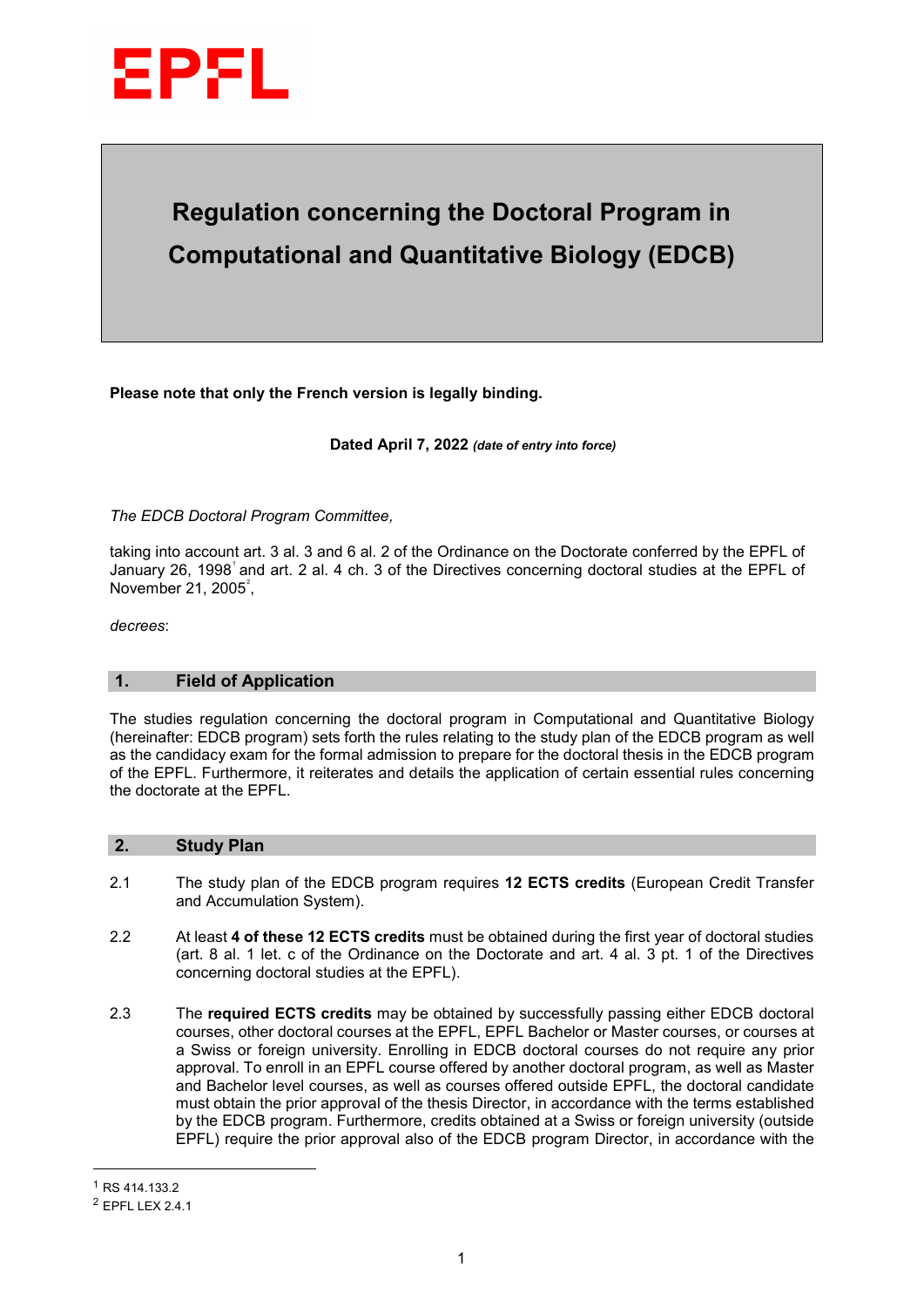EPFL

# Regulation concerning the Doctoral Program in Computational and Quantitative Biology (EDCB)

**Please note that only the French version is legally binding.**

**Dated April 7, 2022** ***(date of entry into force)***

*The EDCB Doctoral Program Committee,*

taking into account art. 3 al. 3 and 6 al. 2 of the Ordinance on the Doctorate conferred by the EPFL of January 26, 1998[1] and art. 2 al. 4 ch. 3 of the Directives concerning doctoral studies at the EPFL of November 21, 2005[2],

*decrees*:

## 1. Field of Application

The studies regulation concerning the doctoral program in Computational and Quantitative Biology (hereinafter: EDCB program) sets forth the rules relating to the study plan of the EDCB program as well as the candidacy exam for the formal admission to prepare for the doctoral thesis in the EDCB program of the EPFL. Furthermore, it reiterates and details the application of certain essential rules concerning the doctorate at the EPFL.

## 2. Study Plan

2.1 The study plan of the EDCB program requires **12 ECTS credits** (European Credit Transfer and Accumulation System).

2.2 At least **4 of these 12 ECTS credits** must be obtained during the first year of doctoral studies (art. 8 al. 1 let. c of the Ordinance on the Doctorate and art. 4 al. 3 pt. 1 of the Directives concerning doctoral studies at the EPFL).

2.3 The **required ECTS credits** may be obtained by successfully passing either EDCB doctoral courses, other doctoral courses at the EPFL, EPFL Bachelor or Master courses, or courses at a Swiss or foreign university. Enrolling in EDCB doctoral courses do not require any prior approval. To enroll in an EPFL course offered by another doctoral program, as well as Master and Bachelor level courses, as well as courses offered outside EPFL, the doctoral candidate must obtain the prior approval of the thesis Director, in accordance with the terms established by the EDCB program. Furthermore, credits obtained at a Swiss or foreign university (outside EPFL) require the prior approval also of the EDCB program Director, in accordance with the

---

[1] RS 414.133.2

[2] EPFL LEX 2.4.1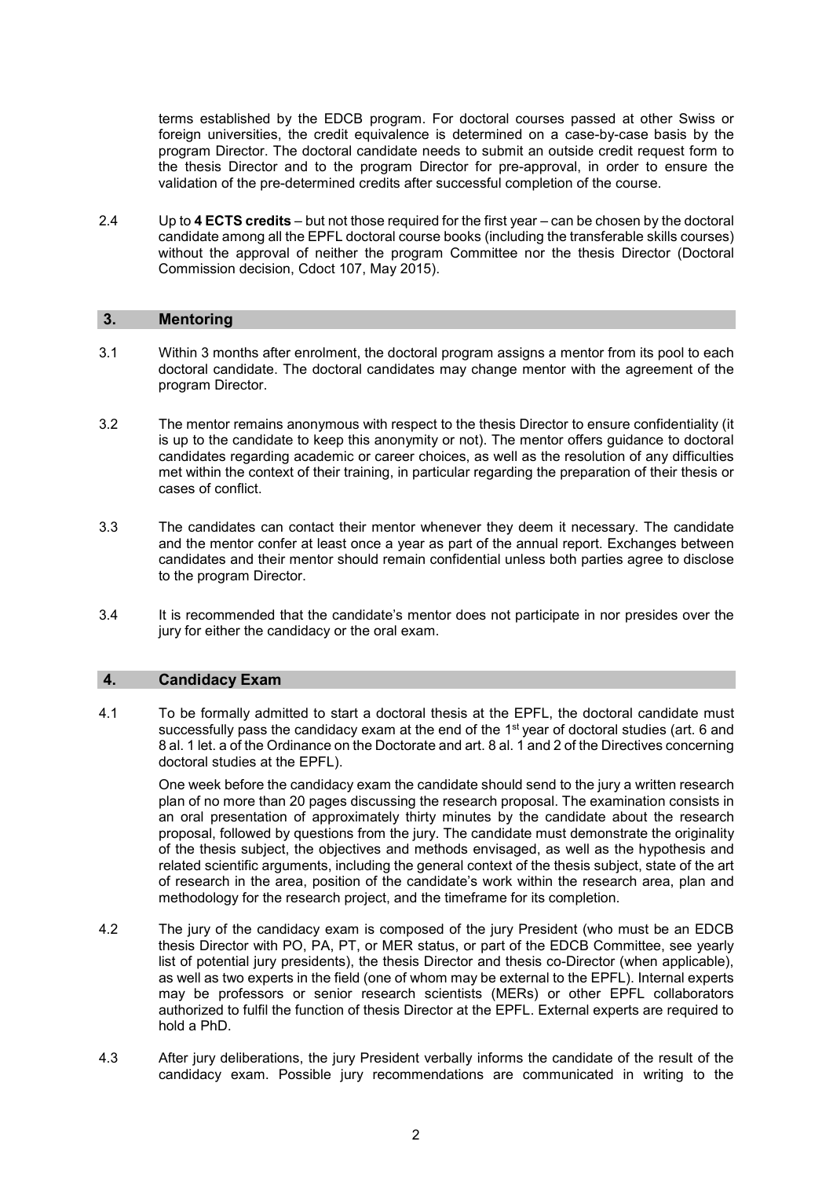terms established by the EDCB program. For doctoral courses passed at other Swiss or foreign universities, the credit equivalence is determined on a case-by-case basis by the program Director. The doctoral candidate needs to submit an outside credit request form to the thesis Director and to the program Director for pre-approval, in order to ensure the validation of the pre-determined credits after successful completion of the course.

2.4 Up to **4 ECTS credits** – but not those required for the first year – can be chosen by the doctoral candidate among all the EPFL doctoral course books (including the transferable skills courses) without the approval of neither the program Committee nor the thesis Director (Doctoral Commission decision, Cdoct 107, May 2015).

## 3. Mentoring

3.1 Within 3 months after enrolment, the doctoral program assigns a mentor from its pool to each doctoral candidate. The doctoral candidates may change mentor with the agreement of the program Director.

3.2 The mentor remains anonymous with respect to the thesis Director to ensure confidentiality (it is up to the candidate to keep this anonymity or not). The mentor offers guidance to doctoral candidates regarding academic or career choices, as well as the resolution of any difficulties met within the context of their training, in particular regarding the preparation of their thesis or cases of conflict.

3.3 The candidates can contact their mentor whenever they deem it necessary. The candidate and the mentor confer at least once a year as part of the annual report. Exchanges between candidates and their mentor should remain confidential unless both parties agree to disclose to the program Director.

3.4 It is recommended that the candidate's mentor does not participate in nor presides over the jury for either the candidacy or the oral exam.

## 4. Candidacy Exam

4.1 To be formally admitted to start a doctoral thesis at the EPFL, the doctoral candidate must successfully pass the candidacy exam at the end of the 1st year of doctoral studies (art. 6 and 8 al. 1 let. a of the Ordinance on the Doctorate and art. 8 al. 1 and 2 of the Directives concerning doctoral studies at the EPFL).

One week before the candidacy exam the candidate should send to the jury a written research plan of no more than 20 pages discussing the research proposal. The examination consists in an oral presentation of approximately thirty minutes by the candidate about the research proposal, followed by questions from the jury. The candidate must demonstrate the originality of the thesis subject, the objectives and methods envisaged, as well as the hypothesis and related scientific arguments, including the general context of the thesis subject, state of the art of research in the area, position of the candidate's work within the research area, plan and methodology for the research project, and the timeframe for its completion.

4.2 The jury of the candidacy exam is composed of the jury President (who must be an EDCB thesis Director with PO, PA, PT, or MER status, or part of the EDCB Committee, see yearly list of potential jury presidents), the thesis Director and thesis co-Director (when applicable), as well as two experts in the field (one of whom may be external to the EPFL). Internal experts may be professors or senior research scientists (MERs) or other EPFL collaborators authorized to fulfil the function of thesis Director at the EPFL. External experts are required to hold a PhD.

4.3 After jury deliberations, the jury President verbally informs the candidate of the result of the candidacy exam. Possible jury recommendations are communicated in writing to the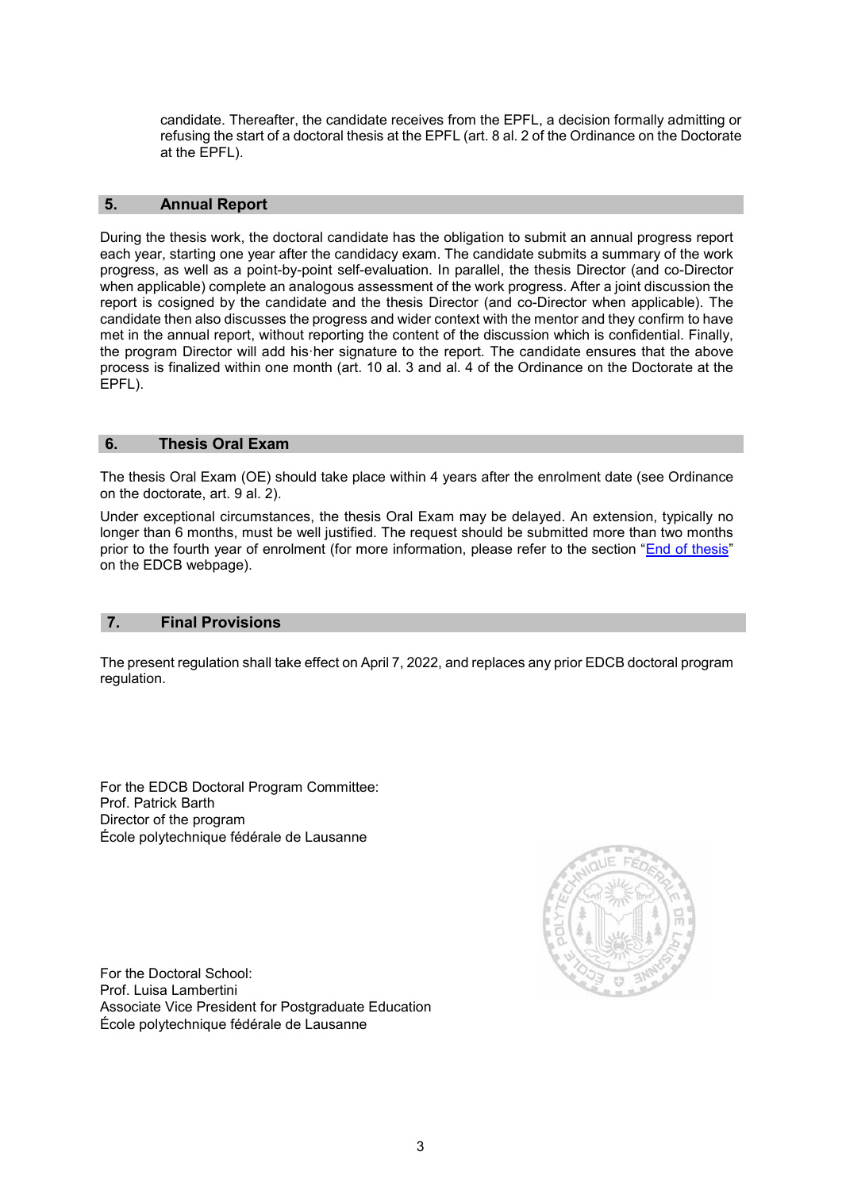candidate. Thereafter, the candidate receives from the EPFL, a decision formally admitting or refusing the start of a doctoral thesis at the EPFL (art. 8 al. 2 of the Ordinance on the Doctorate at the EPFL).

## 5. Annual Report

During the thesis work, the doctoral candidate has the obligation to submit an annual progress report each year, starting one year after the candidacy exam. The candidate submits a summary of the work progress, as well as a point-by-point self-evaluation. In parallel, the thesis Director (and co-Director when applicable) complete an analogous assessment of the work progress. After a joint discussion the report is cosigned by the candidate and the thesis Director (and co-Director when applicable). The candidate then also discusses the progress and wider context with the mentor and they confirm to have met in the annual report, without reporting the content of the discussion which is confidential. Finally, the program Director will add his·her signature to the report. The candidate ensures that the above process is finalized within one month (art. 10 al. 3 and al. 4 of the Ordinance on the Doctorate at the EPFL).

## 6. Thesis Oral Exam

The thesis Oral Exam (OE) should take place within 4 years after the enrolment date (see Ordinance on the doctorate, art. 9 al. 2).

Under exceptional circumstances, the thesis Oral Exam may be delayed. An extension, typically no longer than 6 months, must be well justified. The request should be submitted more than two months prior to the fourth year of enrolment (for more information, please refer to the section "End of thesis" on the EDCB webpage).

## 7. Final Provisions

The present regulation shall take effect on April 7, 2022, and replaces any prior EDCB doctoral program regulation.

For the EDCB Doctoral Program Committee:
Prof. Patrick Barth
Director of the program
École polytechnique fédérale de Lausanne

For the Doctoral School:
Prof. Luisa Lambertini
Associate Vice President for Postgraduate Education
École polytechnique fédérale de Lausanne